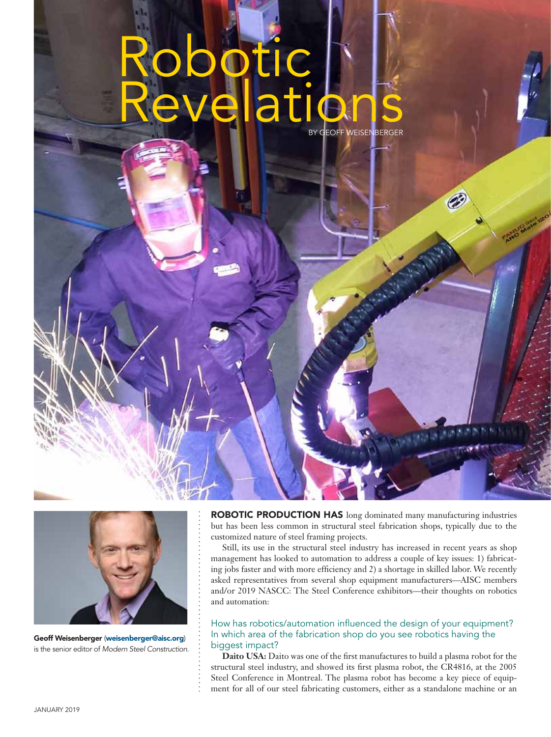# Robotic Revelations

BY GEOFF WEISENBERGER

**Geoff Weisenberger** (weisenberger@aisc.org) is the senior editor of *Modern Steel Construction.*

**ROBOTIC PRODUCTION HAS** long dominated many manufacturing industries but has been less common in structural steel fabrication shops, typically due to the customized nature of steel framing projects.

Still, its use in the structural steel industry has increased in recent years as shop management has looked to automation to address a couple of key issues: 1) fabricating jobs faster and with more efficiency and 2) a shortage in skilled labor. We recently asked representatives from several shop equipment manufacturers—AISC members and/or 2019 NASCC: The Steel Conference exhibitors—their thoughts on robotics and automation:

## How has robotics/automation influenced the design of your equipment? In which area of the fabrication shop do you see robotics having the biggest impact?

**Daito USA:** Daito was one of the first manufactures to build a plasma robot for the structural steel industry, and showed its first plasma robot, the CR4816, at the 2005 Steel Conference in Montreal. The plasma robot has become a key piece of equipment for all of our steel fabricating customers, either as a standalone machine or an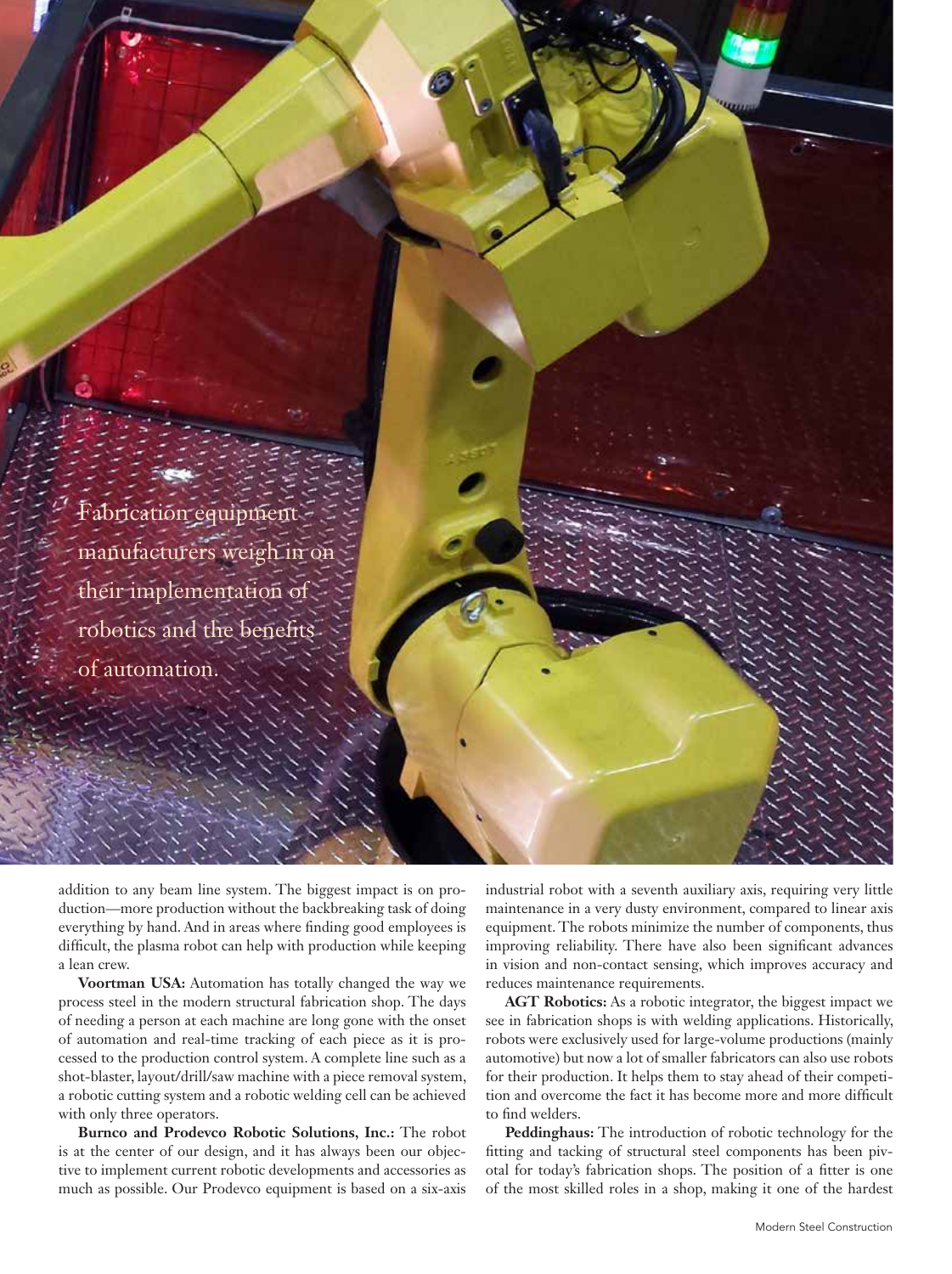Fabrication equipment manufacturers weigh in on their implementation of robotics and the benefits of automation.

addition to any beam line system. The biggest impact is on production—more production without the backbreaking task of doing everything by hand. And in areas where finding good employees is difficult, the plasma robot can help with production while keeping a lean crew.

**Voortman USA:** Automation has totally changed the way we process steel in the modern structural fabrication shop. The days of needing a person at each machine are long gone with the onset of automation and real-time tracking of each piece as it is processed to the production control system. A complete line such as a shot-blaster, layout/drill/saw machine with a piece removal system, a robotic cutting system and a robotic welding cell can be achieved with only three operators.

**Burnco and Prodevco Robotic Solutions, Inc.:** The robot is at the center of our design, and it has always been our objective to implement current robotic developments and accessories as much as possible. Our Prodevco equipment is based on a six-axis industrial robot with a seventh auxiliary axis, requiring very little maintenance in a very dusty environment, compared to linear axis equipment. The robots minimize the number of components, thus improving reliability. There have also been significant advances in vision and non-contact sensing, which improves accuracy and reduces maintenance requirements.

**AGT Robotics:** As a robotic integrator, the biggest impact we see in fabrication shops is with welding applications. Historically, robots were exclusively used for large-volume productions (mainly automotive) but now a lot of smaller fabricators can also use robots for their production. It helps them to stay ahead of their competition and overcome the fact it has become more and more difficult to find welders.

**Peddinghaus:** The introduction of robotic technology for the fitting and tacking of structural steel components has been pivotal for today's fabrication shops. The position of a fitter is one of the most skilled roles in a shop, making it one of the hardest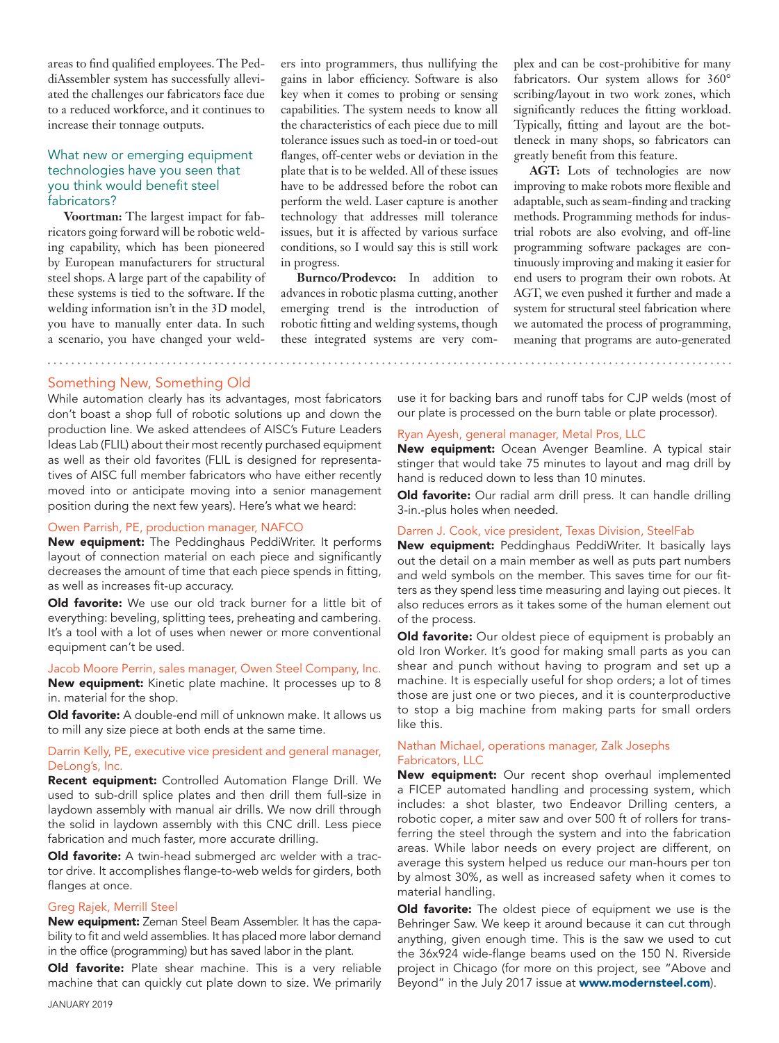areas to find qualified employees. The PeddiAssembler system has successfully alleviated the challenges our fabricators face due to a reduced workforce, and it continues to increase their tonnage outputs.

### What new or emerging equipment technologies have you seen that you think would benefit steel fabricators?

**Voortman:** The largest impact for fabricators going forward will be robotic welding capability, which has been pioneered by European manufacturers for structural steel shops. A large part of the capability of these systems is tied to the software. If the welding information isn't in the 3D model, you have to manually enter data. In such a scenario, you have changed your welders into programmers, thus nullifying the gains in labor efficiency. Software is also key when it comes to probing or sensing capabilities. The system needs to know all the characteristics of each piece due to mill tolerance issues such as toed-in or toed-out flanges, off-center webs or deviation in the plate that is to be welded. All of these issues have to be addressed before the robot can perform the weld. Laser capture is another technology that addresses mill tolerance issues, but it is affected by various surface conditions, so I would say this is still work in progress.

**Burnco/Prodevco:** In addition to advances in robotic plasma cutting, another emerging trend is the introduction of robotic fitting and welding systems, though these integrated systems are very complex and can be cost-prohibitive for many fabricators. Our system allows for 360° scribing/layout in two work zones, which significantly reduces the fitting workload. Typically, fitting and layout are the bottleneck in many shops, so fabricators can greatly benefit from this feature.

**AGT:** Lots of technologies are now improving to make robots more flexible and adaptable, such as seam-finding and tracking methods. Programming methods for industrial robots are also evolving, and off-line programming software packages are continuously improving and making it easier for end users to program their own robots. At AGT, we even pushed it further and made a system for structural steel fabrication where we automated the process of programming, meaning that programs are auto-generated

## Something New, Something Old

While automation clearly has its advantages, most fabricators don't boast a shop full of robotic solutions up and down the production line. We asked attendees of AISC's Future Leaders Ideas Lab (FLIL) about their most recently purchased equipment as well as their old favorites (FLIL is designed for representatives of AISC full member fabricators who have either recently moved into or anticipate moving into a senior management position during the next few years). Here's what we heard:

#### Owen Parrish, PE, production manager, NAFCO

**New equipment:** The Peddinghaus PeddiWriter. It performs layout of connection material on each piece and significantly decreases the amount of time that each piece spends in fitting, as well as increases fit-up accuracy.

**Old favorite:** We use our old track burner for a little bit of everything: beveling, splitting tees, preheating and cambering. It's a tool with a lot of uses when newer or more conventional equipment can't be used.

#### Jacob Moore Perrin, sales manager, Owen Steel Company, Inc.

**New equipment:** Kinetic plate machine. It processes up to 8 in. material for the shop.

**Old favorite:** A double-end mill of unknown make. It allows us to mill any size piece at both ends at the same time.

#### Darrin Kelly, PE, executive vice president and general manager, DeLong's, Inc.

**Recent equipment:** Controlled Automation Flange Drill. We used to sub-drill splice plates and then drill them full-size in laydown assembly with manual air drills. We now drill through the solid in laydown assembly with this CNC drill. Less piece fabrication and much faster, more accurate drilling.

**Old favorite:** A twin-head submerged arc welder with a tractor drive. It accomplishes flange-to-web welds for girders, both flanges at once.

#### Greg Rajek, Merrill Steel

**New equipment:** Zeman Steel Beam Assembler. It has the capability to fit and weld assemblies. It has placed more labor demand in the office (programming) but has saved labor in the plant.

**Old favorite:** Plate shear machine. This is a very reliable machine that can quickly cut plate down to size. We primarily use it for backing bars and runoff tabs for CJP welds (most of our plate is processed on the burn table or plate processor).

#### Ryan Ayesh, general manager, Metal Pros, LLC

**New equipment:** Ocean Avenger Beamline. A typical stair stinger that would take 75 minutes to layout and mag drill by hand is reduced down to less than 10 minutes.

**Old favorite:** Our radial arm drill press. It can handle drilling 3-in.-plus holes when needed.

#### Darren J. Cook, vice president, Texas Division, SteelFab

**New equipment:** Peddinghaus PeddiWriter. It basically lays out the detail on a main member as well as puts part numbers and weld symbols on the member. This saves time for our fitters as they spend less time measuring and laying out pieces. It also reduces errors as it takes some of the human element out of the process.

**Old favorite:** Our oldest piece of equipment is probably an old Iron Worker. It's good for making small parts as you can shear and punch without having to program and set up a machine. It is especially useful for shop orders; a lot of times those are just one or two pieces, and it is counterproductive to stop a big machine from making parts for small orders like this.

#### Nathan Michael, operations manager, Zalk Josephs Fabricators, LLC

**New equipment:** Our recent shop overhaul implemented a FICEP automated handling and processing system, which includes: a shot blaster, two Endeavor Drilling centers, a robotic coper, a miter saw and over 500 ft of rollers for transferring the steel through the system and into the fabrication areas. While labor needs on every project are different, on average this system helped us reduce our man-hours per ton by almost 30%, as well as increased safety when it comes to material handling.

**Old favorite:** The oldest piece of equipment we use is the Behringer Saw. We keep it around because it can cut through anything, given enough time. This is the saw we used to cut the 36x924 wide-flange beams used on the 150 N. Riverside project in Chicago (for more on this project, see "Above and Beyond" in the July 2017 issue at **www.modernsteel.com**).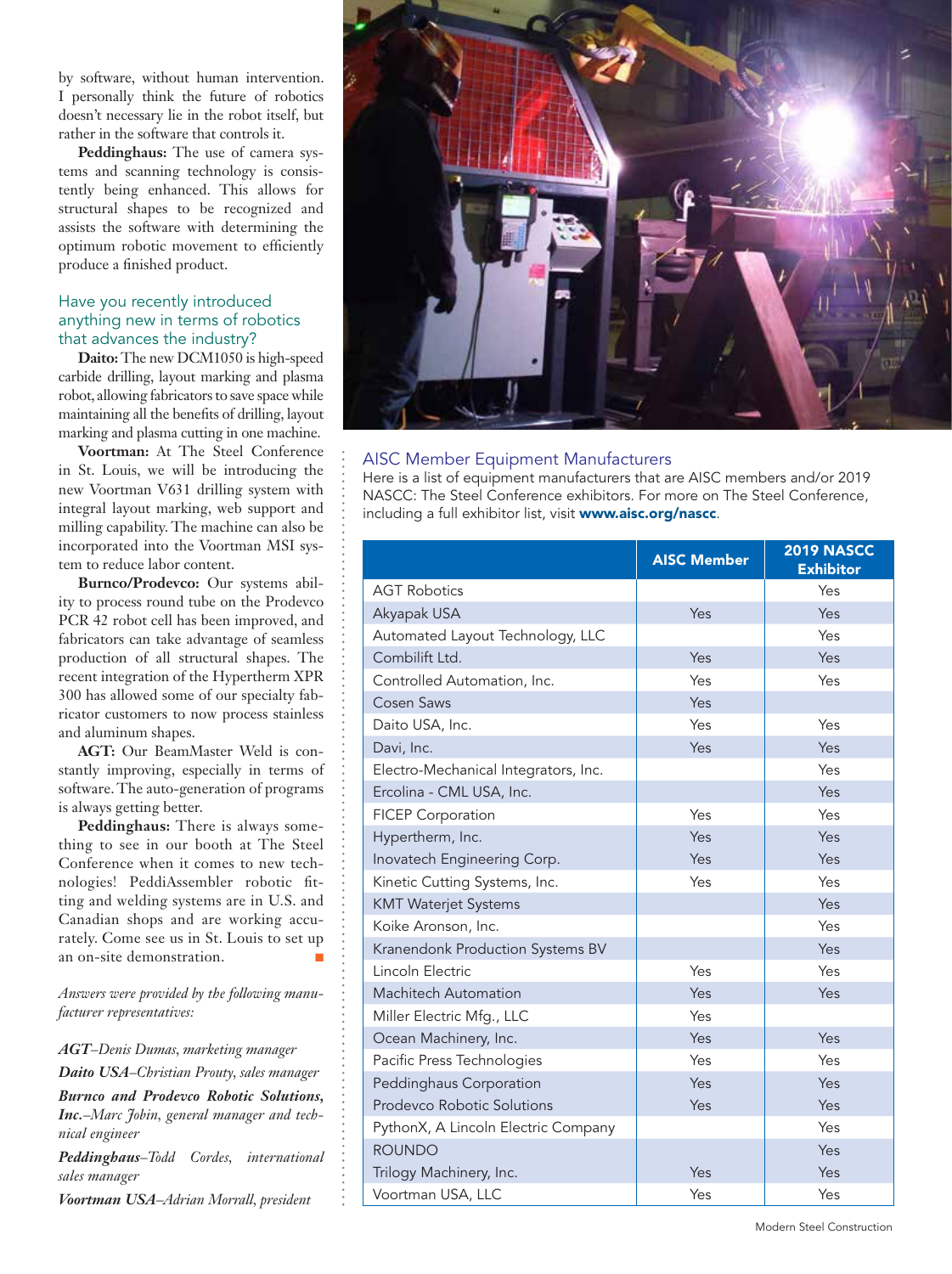by software, without human intervention. I personally think the future of robotics doesn't necessary lie in the robot itself, but rather in the software that controls it.

**Peddinghaus:** The use of camera systems and scanning technology is consistently being enhanced. This allows for structural shapes to be recognized and assists the software with determining the optimum robotic movement to efficiently produce a finished product.

### Have you recently introduced anything new in terms of robotics that advances the industry?

**Daito:** The new DCM1050 is high-speed carbide drilling, layout marking and plasma robot, allowing fabricators to save space while maintaining all the benefits of drilling, layout marking and plasma cutting in one machine.

**Voortman:** At The Steel Conference in St. Louis, we will be introducing the new Voortman V631 drilling system with integral layout marking, web support and milling capability. The machine can also be incorporated into the Voortman MSI system to reduce labor content.

**Burnco/Prodevco:** Our systems ability to process round tube on the Prodevco PCR 42 robot cell has been improved, and fabricators can take advantage of seamless production of all structural shapes. The recent integration of the Hypertherm XPR 300 has allowed some of our specialty fabricator customers to now process stainless and aluminum shapes.

**AGT:** Our BeamMaster Weld is constantly improving, especially in terms of software. The auto-generation of programs is always getting better.

**Peddinghaus:** There is always something to see in our booth at The Steel Conference when it comes to new technologies! PeddiAssembler robotic fitting and welding systems are in U.S. and Canadian shops and are working accurately. Come see us in St. Louis to set up an on-site demonstration. ■

*Answers were provided by the following manufacturer representatives:*

***AGT**–Denis Dumas, marketing manager*

***Daito USA**–Christian Prouty, sales manager*

***Burnco and Prodevco Robotic Solutions, Inc.**–Marc Jobin, general manager and technical engineer*

***Peddinghaus**–Todd Cordes, international sales manager*

***Voortman USA**–Adrian Morrall, president*

### AISC Member Equipment Manufacturers

Here is a list of equipment manufacturers that are AISC members and/or 2019 NASCC: The Steel Conference exhibitors. For more on The Steel Conference, including a full exhibitor list, visit **www.aisc.org/nascc**.

| | AISC Member | 2019 NASCC Exhibitor |
|---|---|---|
| AGT Robotics | | Yes |
| Akyapak USA | Yes | Yes |
| Automated Layout Technology, LLC | | Yes |
| Combilift Ltd. | Yes | Yes |
| Controlled Automation, Inc. | Yes | Yes |
| Cosen Saws | Yes | |
| Daito USA, Inc. | Yes | Yes |
| Davi, Inc. | Yes | Yes |
| Electro-Mechanical Integrators, Inc. | | Yes |
| Ercolina - CML USA, Inc. | | Yes |
| FICEP Corporation | Yes | Yes |
| Hypertherm, Inc. | Yes | Yes |
| Inovatech Engineering Corp. | Yes | Yes |
| Kinetic Cutting Systems, Inc. | Yes | Yes |
| KMT Waterjet Systems | | Yes |
| Koike Aronson, Inc. | | Yes |
| Kranendonk Production Systems BV | | Yes |
| Lincoln Electric | Yes | Yes |
| Machitech Automation | Yes | Yes |
| Miller Electric Mfg., LLC | Yes | |
| Ocean Machinery, Inc. | Yes | Yes |
| Pacific Press Technologies | Yes | Yes |
| Peddinghaus Corporation | Yes | Yes |
| Prodevco Robotic Solutions | Yes | Yes |
| PythonX, A Lincoln Electric Company | | Yes |
| ROUNDO | | Yes |
| Trilogy Machinery, Inc. | Yes | Yes |
| Voortman USA, LLC | Yes | Yes |